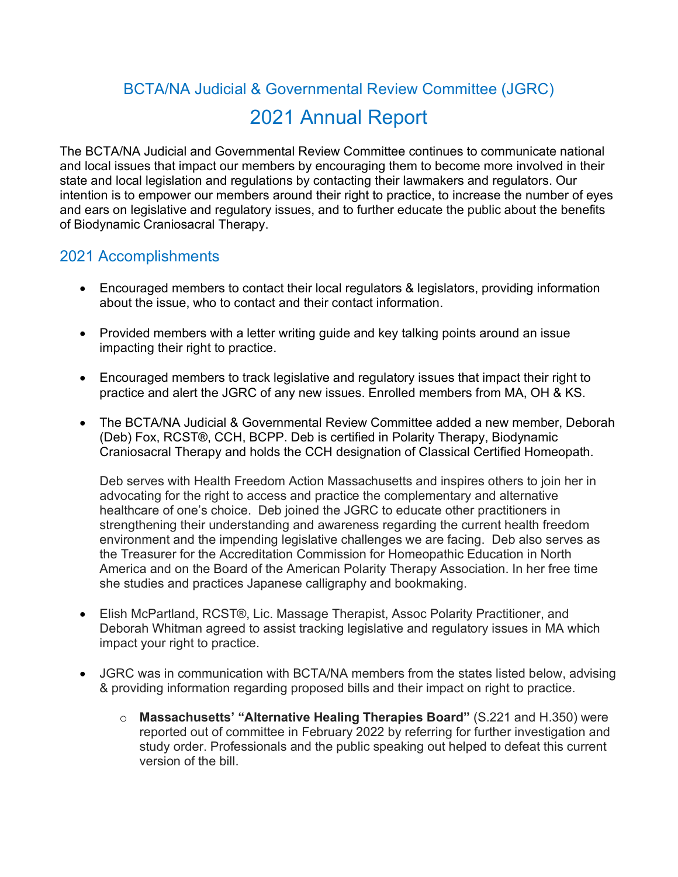## BCTA/NA Judicial & Governmental Review Committee (JGRC)

# 2021 Annual Report

The BCTA/NA Judicial and Governmental Review Committee continues to communicate national and local issues that impact our members by encouraging them to become more involved in their state and local legislation and regulations by contacting their lawmakers and regulators. Our intention is to empower our members around their right to practice, to increase the number of eyes and ears on legislative and regulatory issues, and to further educate the public about the benefits of Biodynamic Craniosacral Therapy.

## 2021 Accomplishments

- Encouraged members to contact their local regulators & legislators, providing information about the issue, who to contact and their contact information.

- Provided members with a letter writing guide and key talking points around an issue impacting their right to practice.

- Encouraged members to track legislative and regulatory issues that impact their right to practice and alert the JGRC of any new issues. Enrolled members from MA, OH & KS.

- The BCTA/NA Judicial & Governmental Review Committee added a new member, Deborah (Deb) Fox, RCST®, CCH, BCPP. Deb is certified in Polarity Therapy, Biodynamic Craniosacral Therapy and holds the CCH designation of Classical Certified Homeopath.

  Deb serves with Health Freedom Action Massachusetts and inspires others to join her in advocating for the right to access and practice the complementary and alternative healthcare of one's choice. Deb joined the JGRC to educate other practitioners in strengthening their understanding and awareness regarding the current health freedom environment and the impending legislative challenges we are facing. Deb also serves as the Treasurer for the Accreditation Commission for Homeopathic Education in North America and on the Board of the American Polarity Therapy Association. In her free time she studies and practices Japanese calligraphy and bookmaking.

- Elish McPartland, RCST®, Lic. Massage Therapist, Assoc Polarity Practitioner, and Deborah Whitman agreed to assist tracking legislative and regulatory issues in MA which impact your right to practice.

- JGRC was in communication with BCTA/NA members from the states listed below, advising & providing information regarding proposed bills and their impact on right to practice.

  - **Massachusetts' "Alternative Healing Therapies Board"** (S.221 and H.350) were reported out of committee in February 2022 by referring for further investigation and study order. Professionals and the public speaking out helped to defeat this current version of the bill.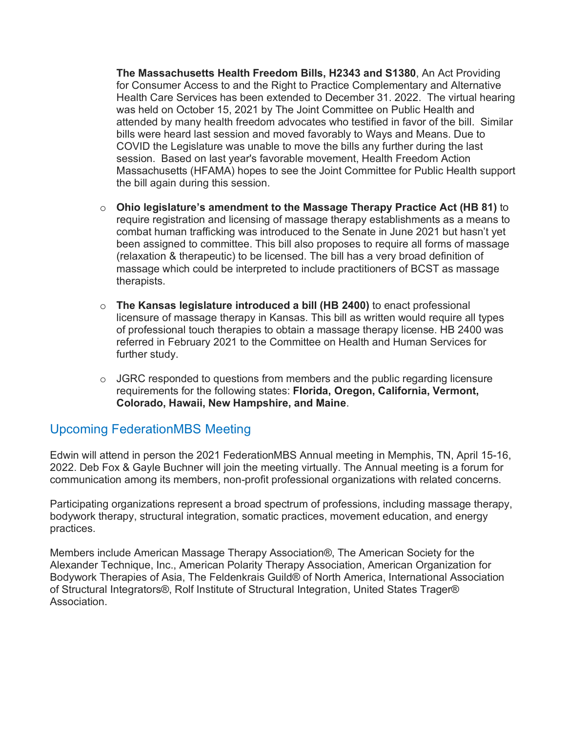**The Massachusetts Health Freedom Bills, H2343 and S1380**, An Act Providing for Consumer Access to and the Right to Practice Complementary and Alternative Health Care Services has been extended to December 31. 2022. The virtual hearing was held on October 15, 2021 by The Joint Committee on Public Health and attended by many health freedom advocates who testified in favor of the bill. Similar bills were heard last session and moved favorably to Ways and Means. Due to COVID the Legislature was unable to move the bills any further during the last session. Based on last year's favorable movement, Health Freedom Action Massachusetts (HFAMA) hopes to see the Joint Committee for Public Health support the bill again during this session.

- **Ohio legislature's amendment to the Massage Therapy Practice Act (HB 81)** to require registration and licensing of massage therapy establishments as a means to combat human trafficking was introduced to the Senate in June 2021 but hasn't yet been assigned to committee. This bill also proposes to require all forms of massage (relaxation & therapeutic) to be licensed. The bill has a very broad definition of massage which could be interpreted to include practitioners of BCST as massage therapists.

- **The Kansas legislature introduced a bill (HB 2400)** to enact professional licensure of massage therapy in Kansas. This bill as written would require all types of professional touch therapies to obtain a massage therapy license. HB 2400 was referred in February 2021 to the Committee on Health and Human Services for further study.

- JGRC responded to questions from members and the public regarding licensure requirements for the following states: **Florida, Oregon, California, Vermont, Colorado, Hawaii, New Hampshire, and Maine**.

## Upcoming FederationMBS Meeting

Edwin will attend in person the 2021 FederationMBS Annual meeting in Memphis, TN, April 15-16, 2022. Deb Fox & Gayle Buchner will join the meeting virtually. The Annual meeting is a forum for communication among its members, non-profit professional organizations with related concerns.

Participating organizations represent a broad spectrum of professions, including massage therapy, bodywork therapy, structural integration, somatic practices, movement education, and energy practices.

Members include American Massage Therapy Association®, The American Society for the Alexander Technique, Inc., American Polarity Therapy Association, American Organization for Bodywork Therapies of Asia, The Feldenkrais Guild® of North America, International Association of Structural Integrators®, Rolf Institute of Structural Integration, United States Trager® Association.